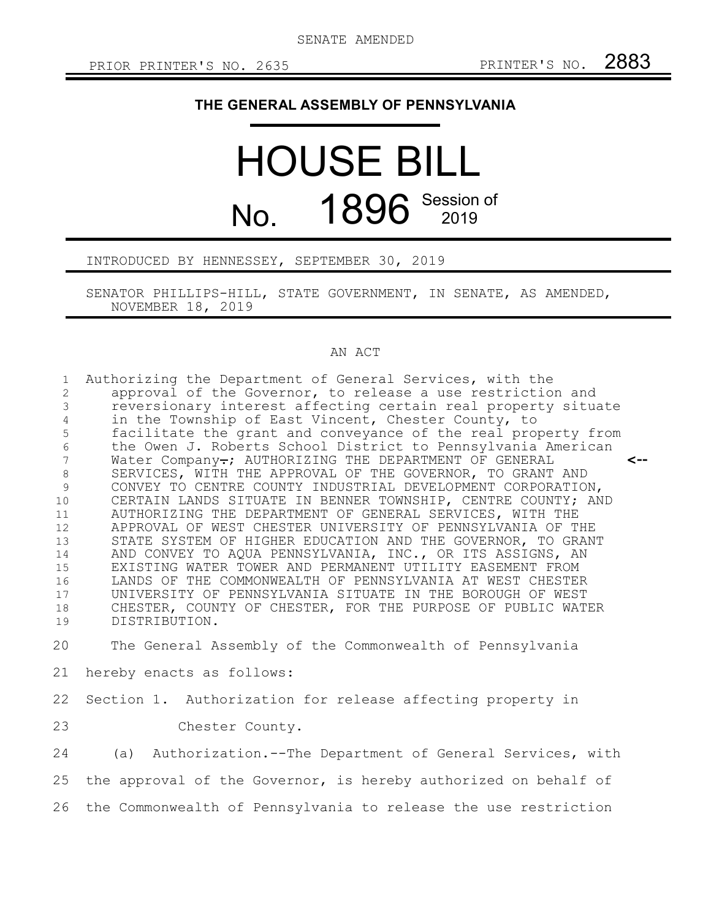SENATE AMENDED

PRIOR PRINTER'S NO. 2635 PRINTER'S NO. 2883

# THE GENERAL ASSEMBLY OF PENNSYLVANIA

# HOUSE BILL No. 1896 Session of 2019

INTRODUCED BY HENNESSEY, SEPTEMBER 30, 2019

SENATOR PHILLIPS-HILL, STATE GOVERNMENT, IN SENATE, AS AMENDED, NOVEMBER 18, 2019

AN ACT

Authorizing the Department of General Services, with the approval of the Governor, to release a use restriction and reversionary interest affecting certain real property situate in the Township of East Vincent, Chester County, to facilitate the grant and conveyance of the real property from the Owen J. Roberts School District to Pennsylvania American Water Company.; AUTHORIZING THE DEPARTMENT OF GENERAL SERVICES, WITH THE APPROVAL OF THE GOVERNOR, TO GRANT AND CONVEY TO CENTRE COUNTY INDUSTRIAL DEVELOPMENT CORPORATION, CERTAIN LANDS SITUATE IN BENNER TOWNSHIP, CENTRE COUNTY; AND AUTHORIZING THE DEPARTMENT OF GENERAL SERVICES, WITH THE APPROVAL OF WEST CHESTER UNIVERSITY OF PENNSYLVANIA OF THE STATE SYSTEM OF HIGHER EDUCATION AND THE GOVERNOR, TO GRANT AND CONVEY TO AQUA PENNSYLVANIA, INC., OR ITS ASSIGNS, AN EXISTING WATER TOWER AND PERMANENT UTILITY EASEMENT FROM LANDS OF THE COMMONWEALTH OF PENNSYLVANIA AT WEST CHESTER UNIVERSITY OF PENNSYLVANIA SITUATE IN THE BOROUGH OF WEST CHESTER, COUNTY OF CHESTER, FOR THE PURPOSE OF PUBLIC WATER DISTRIBUTION.

The General Assembly of the Commonwealth of Pennsylvania hereby enacts as follows:

Section 1. Authorization for release affecting property in Chester County.

(a) Authorization.--The Department of General Services, with the approval of the Governor, is hereby authorized on behalf of the Commonwealth of Pennsylvania to release the use restriction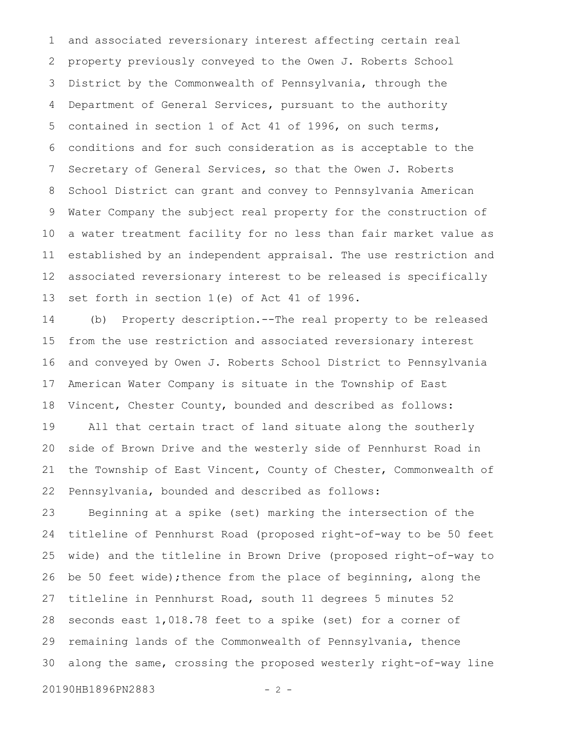and associated reversionary interest affecting certain real property previously conveyed to the Owen J. Roberts School District by the Commonwealth of Pennsylvania, through the Department of General Services, pursuant to the authority contained in section 1 of Act 41 of 1996, on such terms, conditions and for such consideration as is acceptable to the Secretary of General Services, so that the Owen J. Roberts School District can grant and convey to Pennsylvania American Water Company the subject real property for the construction of a water treatment facility for no less than fair market value as established by an independent appraisal. The use restriction and associated reversionary interest to be released is specifically set forth in section 1(e) of Act 41 of 1996.

(b) Property description.--The real property to be released from the use restriction and associated reversionary interest and conveyed by Owen J. Roberts School District to Pennsylvania American Water Company is situate in the Township of East Vincent, Chester County, bounded and described as follows:

All that certain tract of land situate along the southerly side of Brown Drive and the westerly side of Pennhurst Road in the Township of East Vincent, County of Chester, Commonwealth of Pennsylvania, bounded and described as follows:

Beginning at a spike (set) marking the intersection of the titleline of Pennhurst Road (proposed right-of-way to be 50 feet wide) and the titleline in Brown Drive (proposed right-of-way to be 50 feet wide);thence from the place of beginning, along the titleline in Pennhurst Road, south 11 degrees 5 minutes 52 seconds east 1,018.78 feet to a spike (set) for a corner of remaining lands of the Commonwealth of Pennsylvania, thence along the same, crossing the proposed westerly right-of-way line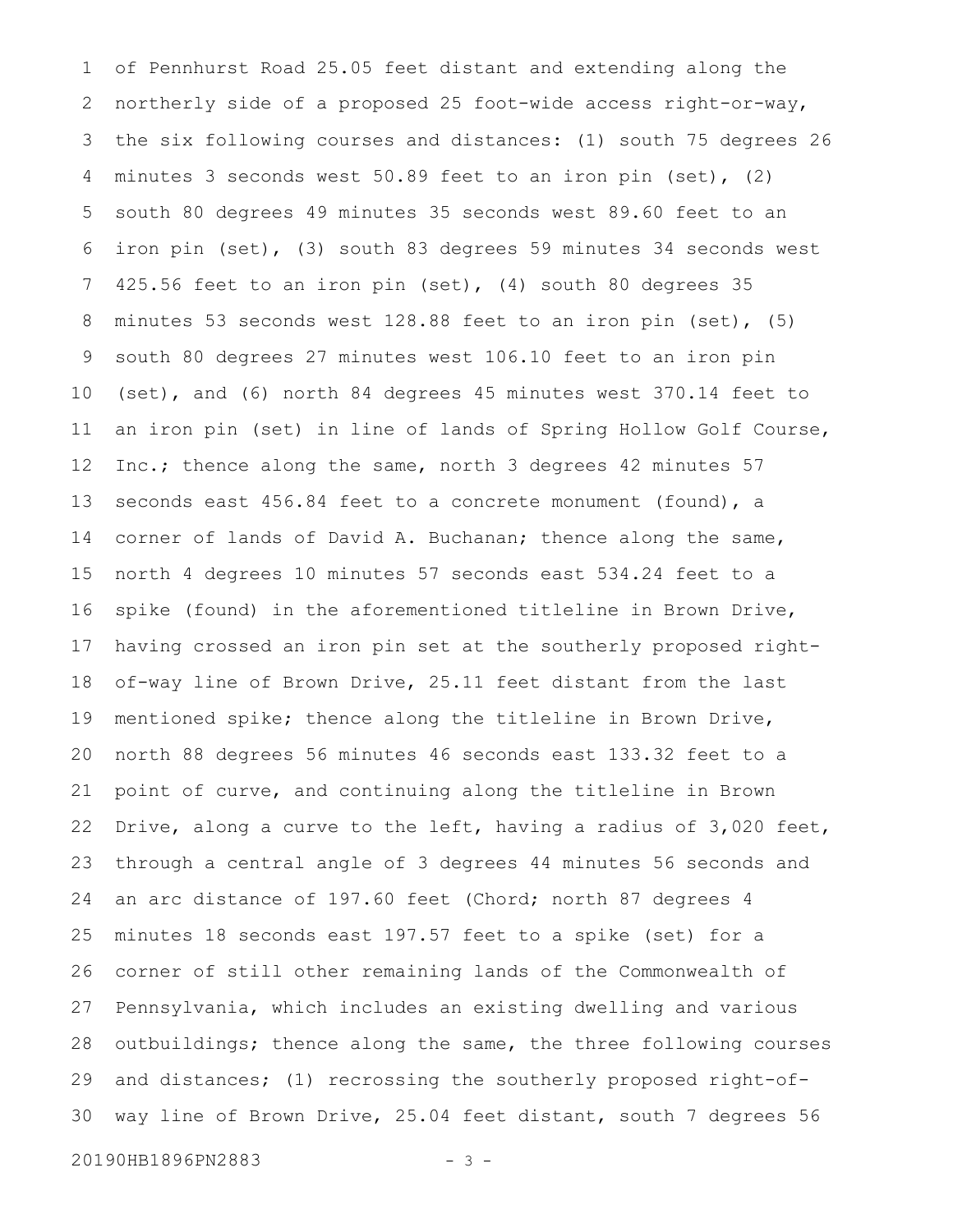of Pennhurst Road 25.05 feet distant and extending along the northerly side of a proposed 25 foot-wide access right-or-way, the six following courses and distances: (1) south 75 degrees 26 minutes 3 seconds west 50.89 feet to an iron pin (set), (2) south 80 degrees 49 minutes 35 seconds west 89.60 feet to an iron pin (set), (3) south 83 degrees 59 minutes 34 seconds west 425.56 feet to an iron pin (set), (4) south 80 degrees 35 minutes 53 seconds west 128.88 feet to an iron pin (set), (5) south 80 degrees 27 minutes west 106.10 feet to an iron pin (set), and (6) north 84 degrees 45 minutes west 370.14 feet to an iron pin (set) in line of lands of Spring Hollow Golf Course, Inc.; thence along the same, north 3 degrees 42 minutes 57 seconds east 456.84 feet to a concrete monument (found), a corner of lands of David A. Buchanan; thence along the same, north 4 degrees 10 minutes 57 seconds east 534.24 feet to a spike (found) in the aforementioned titleline in Brown Drive, having crossed an iron pin set at the southerly proposed right-of-way line of Brown Drive, 25.11 feet distant from the last mentioned spike; thence along the titleline in Brown Drive, north 88 degrees 56 minutes 46 seconds east 133.32 feet to a point of curve, and continuing along the titleline in Brown Drive, along a curve to the left, having a radius of 3,020 feet, through a central angle of 3 degrees 44 minutes 56 seconds and an arc distance of 197.60 feet (Chord; north 87 degrees 4 minutes 18 seconds east 197.57 feet to a spike (set) for a corner of still other remaining lands of the Commonwealth of Pennsylvania, which includes an existing dwelling and various outbuildings; thence along the same, the three following courses and distances; (1) recrossing the southerly proposed right-of-way line of Brown Drive, 25.04 feet distant, south 7 degrees 56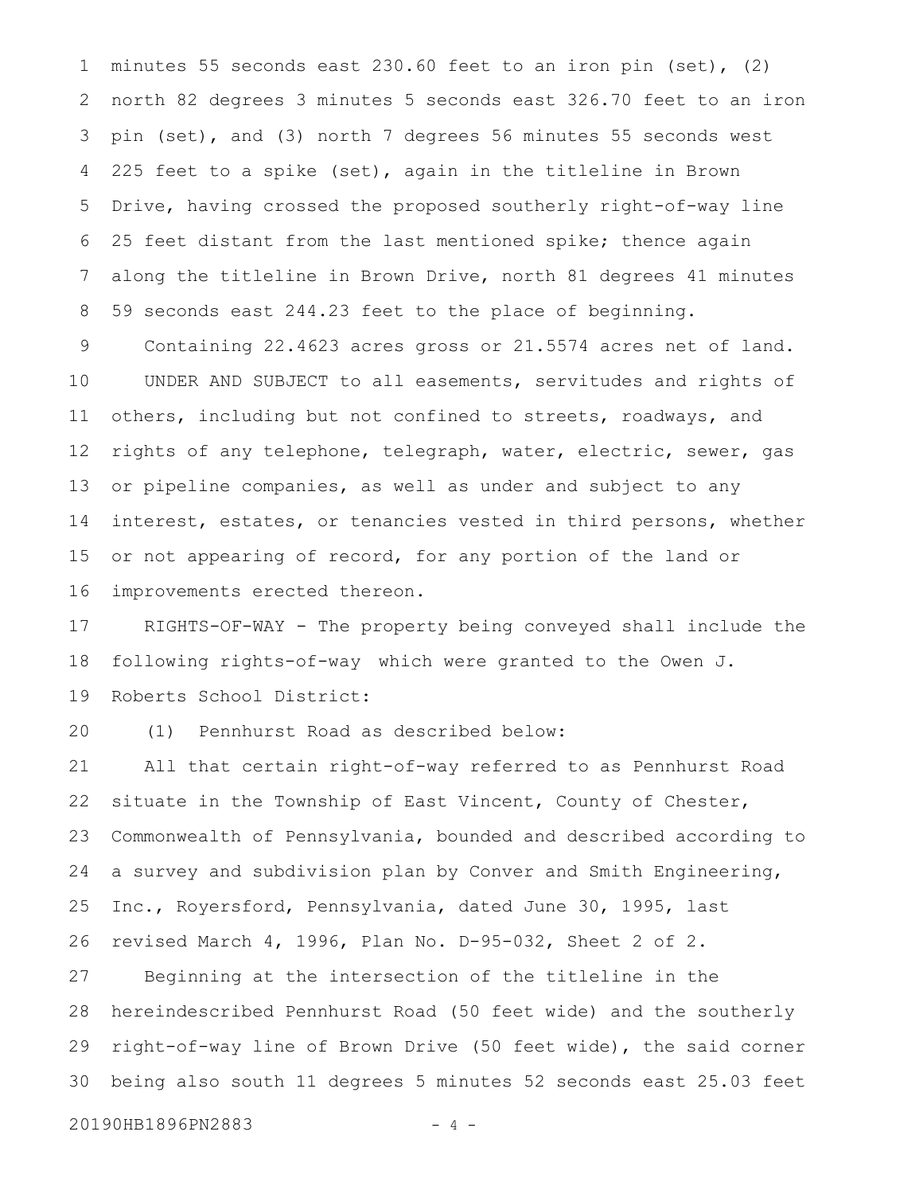minutes 55 seconds east 230.60 feet to an iron pin (set), (2) north 82 degrees 3 minutes 5 seconds east 326.70 feet to an iron pin (set), and (3) north 7 degrees 56 minutes 55 seconds west 225 feet to a spike (set), again in the titleline in Brown Drive, having crossed the proposed southerly right-of-way line 25 feet distant from the last mentioned spike; thence again along the titleline in Brown Drive, north 81 degrees 41 minutes 59 seconds east 244.23 feet to the place of beginning.

Containing 22.4623 acres gross or 21.5574 acres net of land.

UNDER AND SUBJECT to all easements, servitudes and rights of others, including but not confined to streets, roadways, and rights of any telephone, telegraph, water, electric, sewer, gas or pipeline companies, as well as under and subject to any interest, estates, or tenancies vested in third persons, whether or not appearing of record, for any portion of the land or improvements erected thereon.

RIGHTS-OF-WAY - The property being conveyed shall include the following rights-of-way which were granted to the Owen J. Roberts School District:

(1) Pennhurst Road as described below:

All that certain right-of-way referred to as Pennhurst Road situate in the Township of East Vincent, County of Chester, Commonwealth of Pennsylvania, bounded and described according to a survey and subdivision plan by Conver and Smith Engineering, Inc., Royersford, Pennsylvania, dated June 30, 1995, last revised March 4, 1996, Plan No. D-95-032, Sheet 2 of 2.

Beginning at the intersection of the titleline in the hereindescribed Pennhurst Road (50 feet wide) and the southerly right-of-way line of Brown Drive (50 feet wide), the said corner being also south 11 degrees 5 minutes 52 seconds east 25.03 feet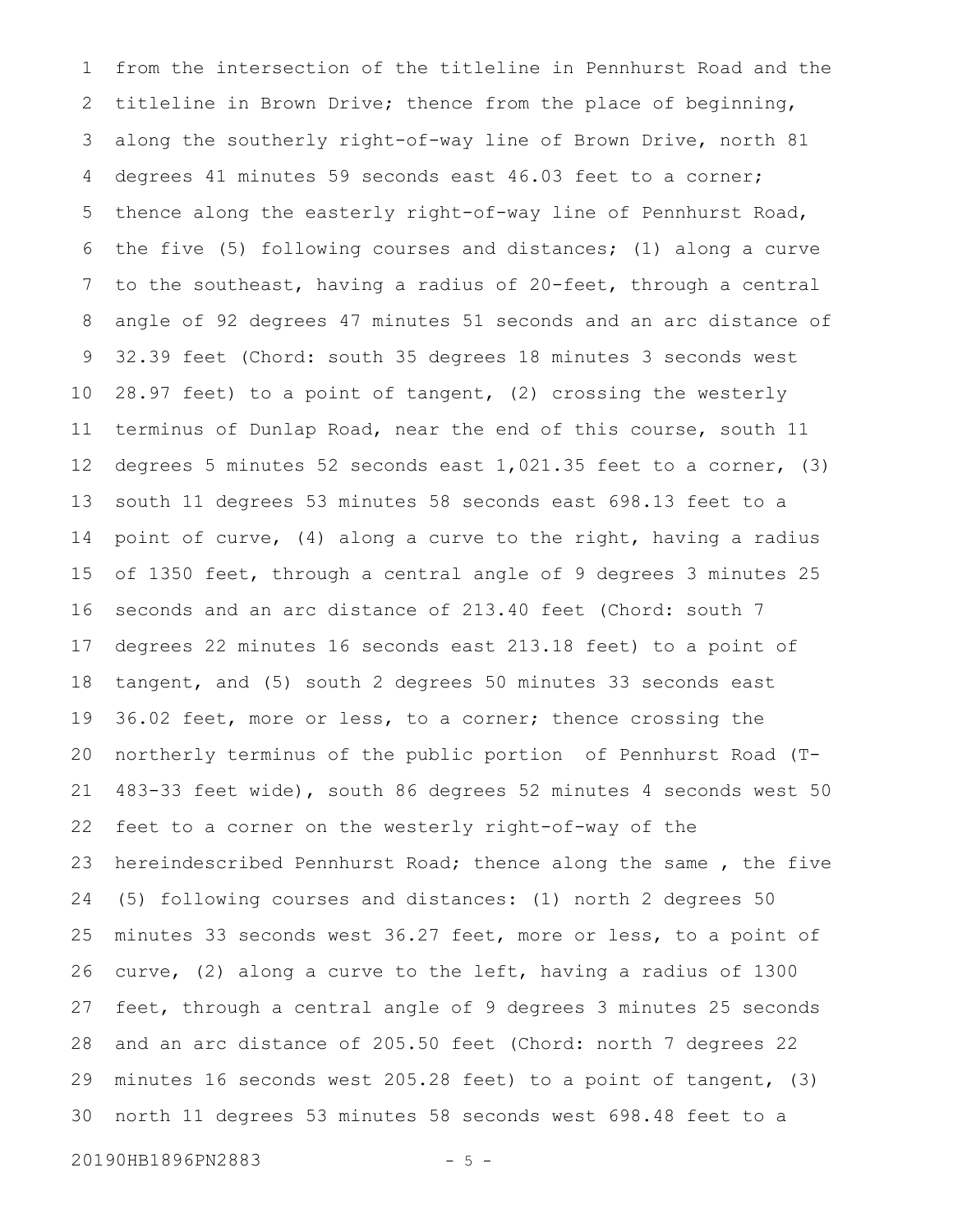from the intersection of the titleline in Pennhurst Road and the titleline in Brown Drive; thence from the place of beginning, along the southerly right-of-way line of Brown Drive, north 81 degrees 41 minutes 59 seconds east 46.03 feet to a corner; thence along the easterly right-of-way line of Pennhurst Road, the five (5) following courses and distances; (1) along a curve to the southeast, having a radius of 20-feet, through a central angle of 92 degrees 47 minutes 51 seconds and an arc distance of 32.39 feet (Chord: south 35 degrees 18 minutes 3 seconds west 28.97 feet) to a point of tangent, (2) crossing the westerly terminus of Dunlap Road, near the end of this course, south 11 degrees 5 minutes 52 seconds east 1,021.35 feet to a corner, (3) south 11 degrees 53 minutes 58 seconds east 698.13 feet to a point of curve, (4) along a curve to the right, having a radius of 1350 feet, through a central angle of 9 degrees 3 minutes 25 seconds and an arc distance of 213.40 feet (Chord: south 7 degrees 22 minutes 16 seconds east 213.18 feet) to a point of tangent, and (5) south 2 degrees 50 minutes 33 seconds east 36.02 feet, more or less, to a corner; thence crossing the northerly terminus of the public portion of Pennhurst Road (T-483-33 feet wide), south 86 degrees 52 minutes 4 seconds west 50 feet to a corner on the westerly right-of-way of the hereindescribed Pennhurst Road; thence along the same , the five (5) following courses and distances: (1) north 2 degrees 50 minutes 33 seconds west 36.27 feet, more or less, to a point of curve, (2) along a curve to the left, having a radius of 1300 feet, through a central angle of 9 degrees 3 minutes 25 seconds and an arc distance of 205.50 feet (Chord: north 7 degrees 22 minutes 16 seconds west 205.28 feet) to a point of tangent, (3) north 11 degrees 53 minutes 58 seconds west 698.48 feet to a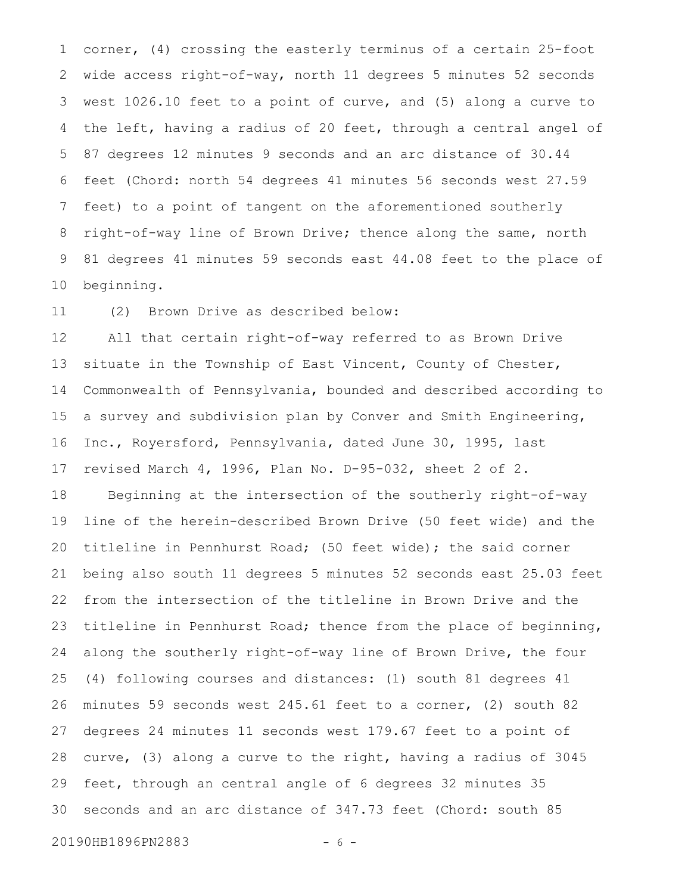corner, (4) crossing the easterly terminus of a certain 25-foot wide access right-of-way, north 11 degrees 5 minutes 52 seconds west 1026.10 feet to a point of curve, and (5) along a curve to the left, having a radius of 20 feet, through a central angel of 87 degrees 12 minutes 9 seconds and an arc distance of 30.44 feet (Chord: north 54 degrees 41 minutes 56 seconds west 27.59 feet) to a point of tangent on the aforementioned southerly right-of-way line of Brown Drive; thence along the same, north 81 degrees 41 minutes 59 seconds east 44.08 feet to the place of beginning.

(2) Brown Drive as described below:

All that certain right-of-way referred to as Brown Drive situate in the Township of East Vincent, County of Chester, Commonwealth of Pennsylvania, bounded and described according to a survey and subdivision plan by Conver and Smith Engineering, Inc., Royersford, Pennsylvania, dated June 30, 1995, last revised March 4, 1996, Plan No. D-95-032, sheet 2 of 2.

Beginning at the intersection of the southerly right-of-way line of the herein-described Brown Drive (50 feet wide) and the titleline in Pennhurst Road; (50 feet wide); the said corner being also south 11 degrees 5 minutes 52 seconds east 25.03 feet from the intersection of the titleline in Brown Drive and the titleline in Pennhurst Road; thence from the place of beginning, along the southerly right-of-way line of Brown Drive, the four (4) following courses and distances: (1) south 81 degrees 41 minutes 59 seconds west 245.61 feet to a corner, (2) south 82 degrees 24 minutes 11 seconds west 179.67 feet to a point of curve, (3) along a curve to the right, having a radius of 3045 feet, through an central angle of 6 degrees 32 minutes 35 seconds and an arc distance of 347.73 feet (Chord: south 85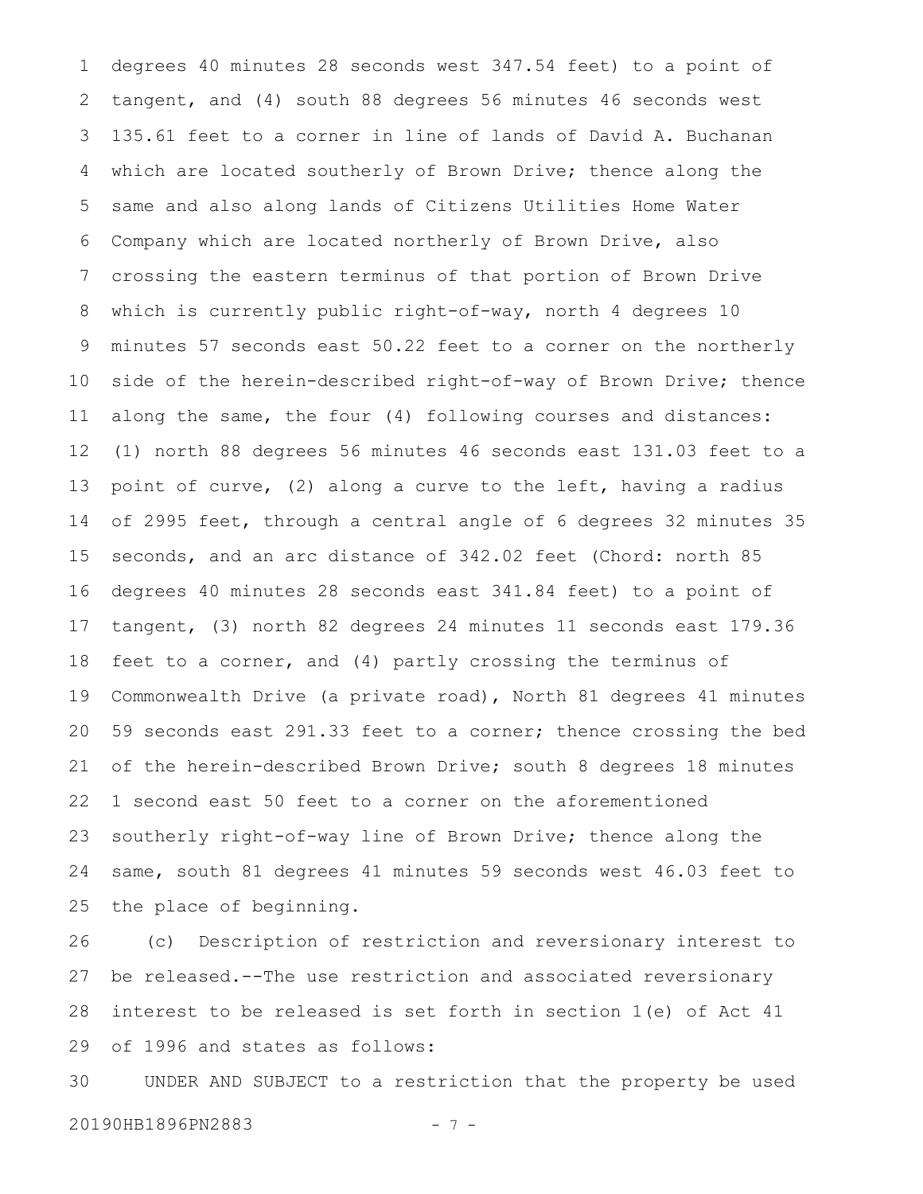degrees 40 minutes 28 seconds west 347.54 feet) to a point of tangent, and (4) south 88 degrees 56 minutes 46 seconds west 135.61 feet to a corner in line of lands of David A. Buchanan which are located southerly of Brown Drive; thence along the same and also along lands of Citizens Utilities Home Water Company which are located northerly of Brown Drive, also crossing the eastern terminus of that portion of Brown Drive which is currently public right-of-way, north 4 degrees 10 minutes 57 seconds east 50.22 feet to a corner on the northerly side of the herein-described right-of-way of Brown Drive; thence along the same, the four (4) following courses and distances: (1) north 88 degrees 56 minutes 46 seconds east 131.03 feet to a point of curve, (2) along a curve to the left, having a radius of 2995 feet, through a central angle of 6 degrees 32 minutes 35 seconds, and an arc distance of 342.02 feet (Chord: north 85 degrees 40 minutes 28 seconds east 341.84 feet) to a point of tangent, (3) north 82 degrees 24 minutes 11 seconds east 179.36 feet to a corner, and (4) partly crossing the terminus of Commonwealth Drive (a private road), North 81 degrees 41 minutes 59 seconds east 291.33 feet to a corner; thence crossing the bed of the herein-described Brown Drive; south 8 degrees 18 minutes 1 second east 50 feet to a corner on the aforementioned southerly right-of-way line of Brown Drive; thence along the same, south 81 degrees 41 minutes 59 seconds west 46.03 feet to the place of beginning.

(c) Description of restriction and reversionary interest to be released.--The use restriction and associated reversionary interest to be released is set forth in section 1(e) of Act 41 of 1996 and states as follows:

UNDER AND SUBJECT to a restriction that the property be used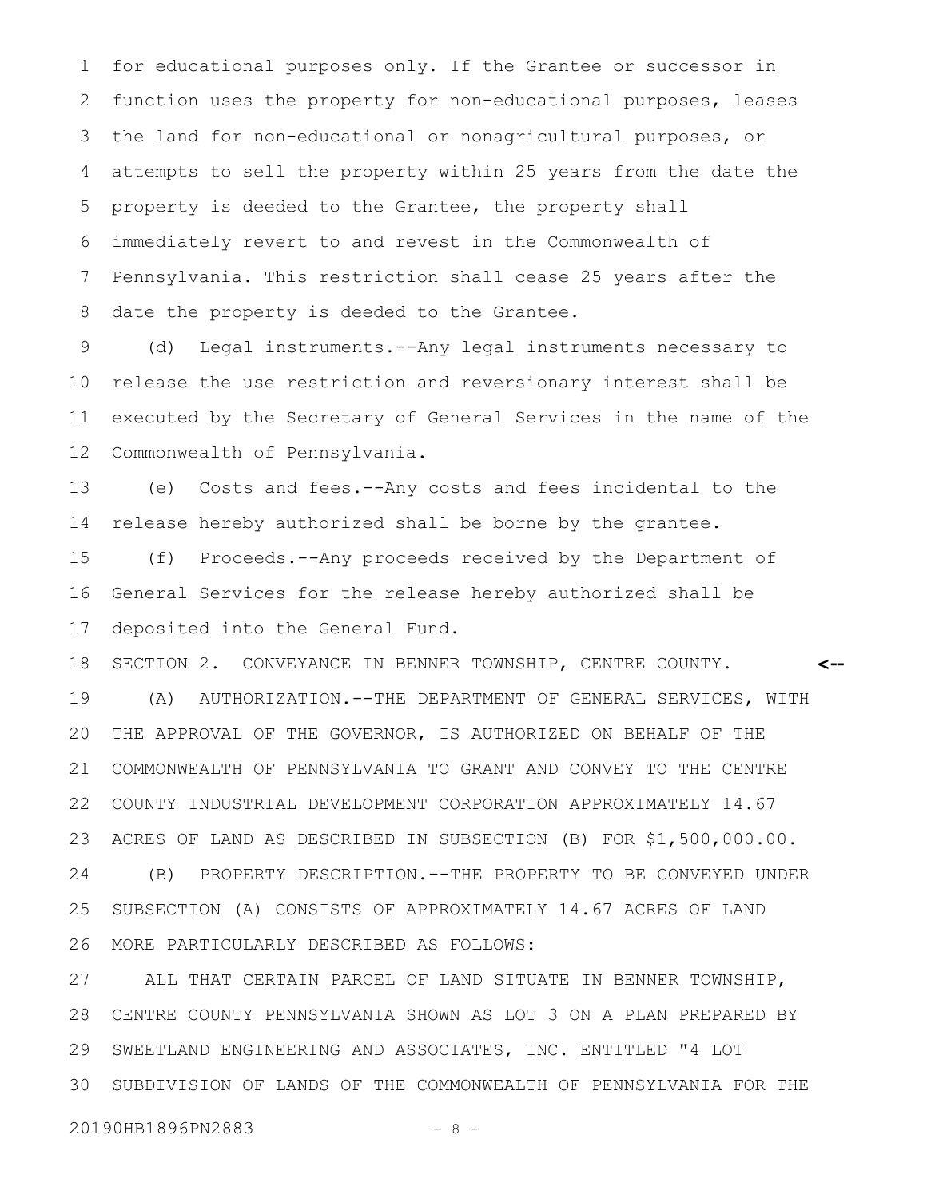for educational purposes only. If the Grantee or successor in function uses the property for non-educational purposes, leases the land for non-educational or nonagricultural purposes, or attempts to sell the property within 25 years from the date the property is deeded to the Grantee, the property shall immediately revert to and revest in the Commonwealth of Pennsylvania. This restriction shall cease 25 years after the date the property is deeded to the Grantee.

(d) Legal instruments.--Any legal instruments necessary to release the use restriction and reversionary interest shall be executed by the Secretary of General Services in the name of the Commonwealth of Pennsylvania.

(e) Costs and fees.--Any costs and fees incidental to the release hereby authorized shall be borne by the grantee.

(f) Proceeds.--Any proceeds received by the Department of General Services for the release hereby authorized shall be deposited into the General Fund.

SECTION 2. CONVEYANCE IN BENNER TOWNSHIP, CENTRE COUNTY. <--

(A) AUTHORIZATION.--THE DEPARTMENT OF GENERAL SERVICES, WITH THE APPROVAL OF THE GOVERNOR, IS AUTHORIZED ON BEHALF OF THE COMMONWEALTH OF PENNSYLVANIA TO GRANT AND CONVEY TO THE CENTRE COUNTY INDUSTRIAL DEVELOPMENT CORPORATION APPROXIMATELY 14.67 ACRES OF LAND AS DESCRIBED IN SUBSECTION (B) FOR $1,500,000.00.

(B) PROPERTY DESCRIPTION.--THE PROPERTY TO BE CONVEYED UNDER SUBSECTION (A) CONSISTS OF APPROXIMATELY 14.67 ACRES OF LAND MORE PARTICULARLY DESCRIBED AS FOLLOWS:

ALL THAT CERTAIN PARCEL OF LAND SITUATE IN BENNER TOWNSHIP, CENTRE COUNTY PENNSYLVANIA SHOWN AS LOT 3 ON A PLAN PREPARED BY SWEETLAND ENGINEERING AND ASSOCIATES, INC. ENTITLED "4 LOT SUBDIVISION OF LANDS OF THE COMMONWEALTH OF PENNSYLVANIA FOR THE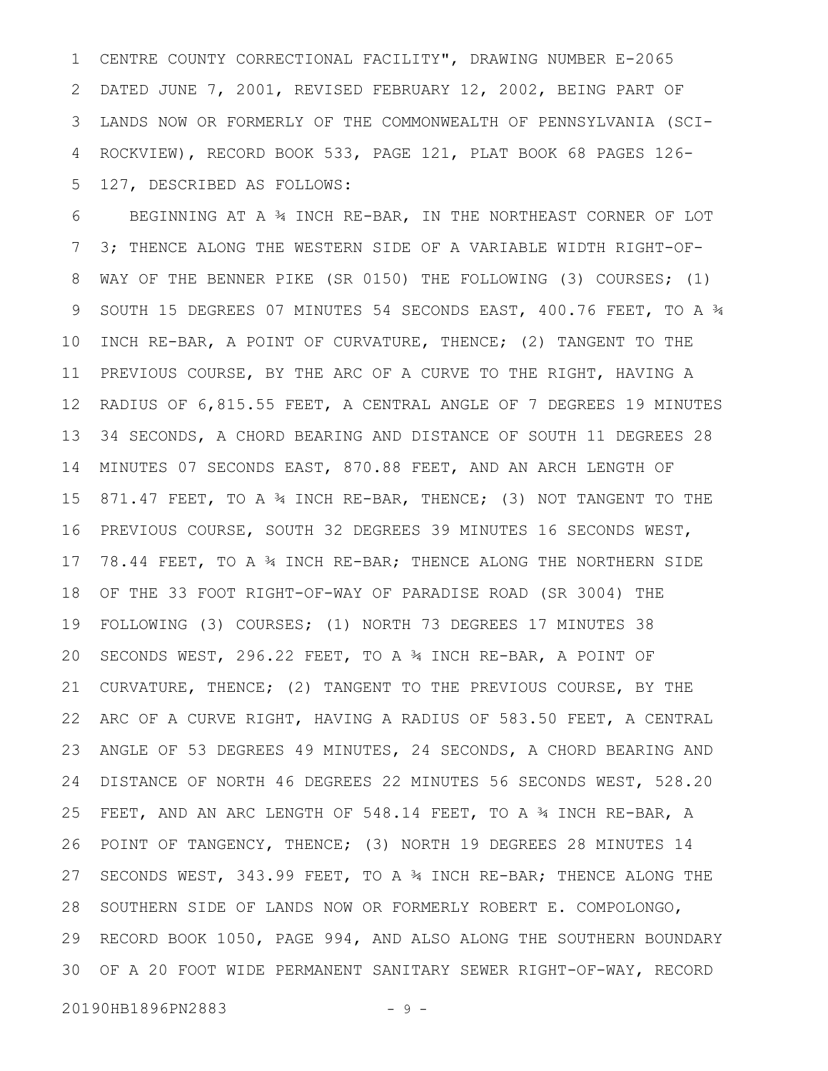CENTRE COUNTY CORRECTIONAL FACILITY", DRAWING NUMBER E-2065 DATED JUNE 7, 2001, REVISED FEBRUARY 12, 2002, BEING PART OF LANDS NOW OR FORMERLY OF THE COMMONWEALTH OF PENNSYLVANIA (SCI-ROCKVIEW), RECORD BOOK 533, PAGE 121, PLAT BOOK 68 PAGES 126-127, DESCRIBED AS FOLLOWS:

BEGINNING AT A ¾ INCH RE-BAR, IN THE NORTHEAST CORNER OF LOT 3; THENCE ALONG THE WESTERN SIDE OF A VARIABLE WIDTH RIGHT-OF-WAY OF THE BENNER PIKE (SR 0150) THE FOLLOWING (3) COURSES; (1) SOUTH 15 DEGREES 07 MINUTES 54 SECONDS EAST, 400.76 FEET, TO A ¾ INCH RE-BAR, A POINT OF CURVATURE, THENCE; (2) TANGENT TO THE PREVIOUS COURSE, BY THE ARC OF A CURVE TO THE RIGHT, HAVING A RADIUS OF 6,815.55 FEET, A CENTRAL ANGLE OF 7 DEGREES 19 MINUTES 34 SECONDS, A CHORD BEARING AND DISTANCE OF SOUTH 11 DEGREES 28 MINUTES 07 SECONDS EAST, 870.88 FEET, AND AN ARCH LENGTH OF 871.47 FEET, TO A ¾ INCH RE-BAR, THENCE; (3) NOT TANGENT TO THE PREVIOUS COURSE, SOUTH 32 DEGREES 39 MINUTES 16 SECONDS WEST, 78.44 FEET, TO A ¾ INCH RE-BAR; THENCE ALONG THE NORTHERN SIDE OF THE 33 FOOT RIGHT-OF-WAY OF PARADISE ROAD (SR 3004) THE FOLLOWING (3) COURSES; (1) NORTH 73 DEGREES 17 MINUTES 38 SECONDS WEST, 296.22 FEET, TO A ¾ INCH RE-BAR, A POINT OF CURVATURE, THENCE; (2) TANGENT TO THE PREVIOUS COURSE, BY THE ARC OF A CURVE RIGHT, HAVING A RADIUS OF 583.50 FEET, A CENTRAL ANGLE OF 53 DEGREES 49 MINUTES, 24 SECONDS, A CHORD BEARING AND DISTANCE OF NORTH 46 DEGREES 22 MINUTES 56 SECONDS WEST, 528.20 FEET, AND AN ARC LENGTH OF 548.14 FEET, TO A ¾ INCH RE-BAR, A POINT OF TANGENCY, THENCE; (3) NORTH 19 DEGREES 28 MINUTES 14 SECONDS WEST, 343.99 FEET, TO A ¾ INCH RE-BAR; THENCE ALONG THE SOUTHERN SIDE OF LANDS NOW OR FORMERLY ROBERT E. COMPOLONGO, RECORD BOOK 1050, PAGE 994, AND ALSO ALONG THE SOUTHERN BOUNDARY OF A 20 FOOT WIDE PERMANENT SANITARY SEWER RIGHT-OF-WAY, RECORD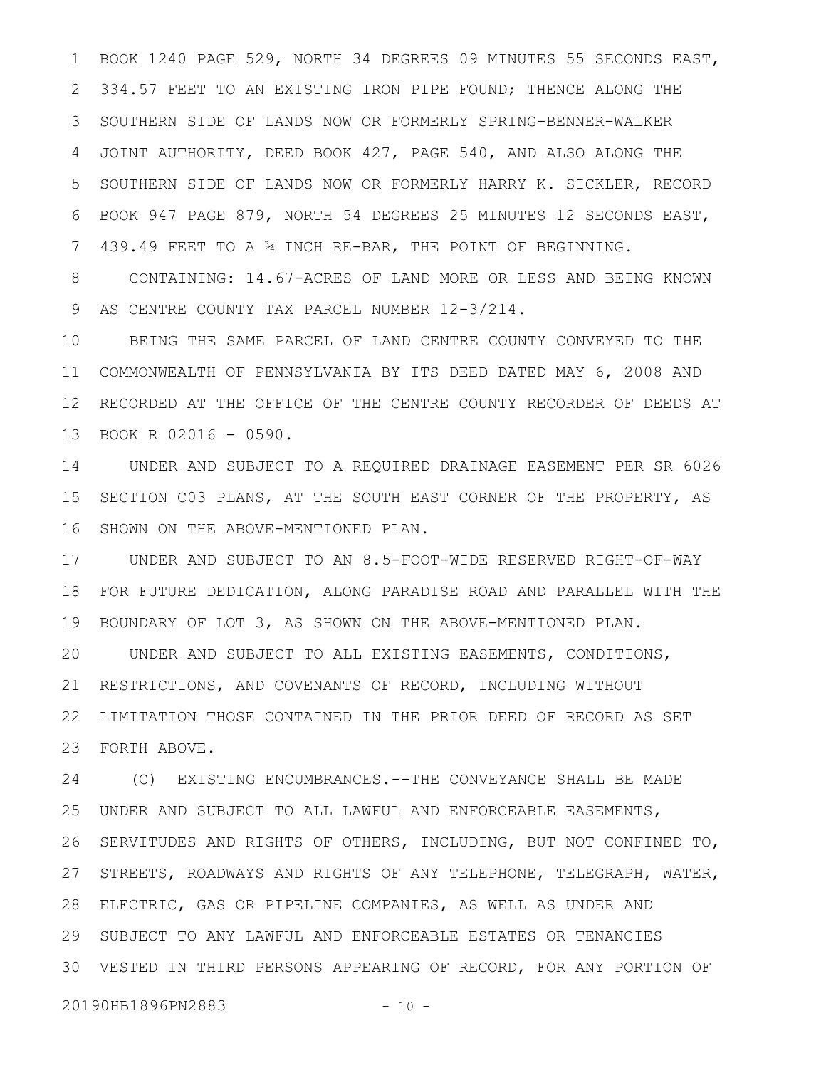BOOK 1240 PAGE 529, NORTH 34 DEGREES 09 MINUTES 55 SECONDS EAST, 334.57 FEET TO AN EXISTING IRON PIPE FOUND; THENCE ALONG THE SOUTHERN SIDE OF LANDS NOW OR FORMERLY SPRING-BENNER-WALKER JOINT AUTHORITY, DEED BOOK 427, PAGE 540, AND ALSO ALONG THE SOUTHERN SIDE OF LANDS NOW OR FORMERLY HARRY K. SICKLER, RECORD BOOK 947 PAGE 879, NORTH 54 DEGREES 25 MINUTES 12 SECONDS EAST, 439.49 FEET TO A ¾ INCH RE-BAR, THE POINT OF BEGINNING.

CONTAINING: 14.67-ACRES OF LAND MORE OR LESS AND BEING KNOWN AS CENTRE COUNTY TAX PARCEL NUMBER 12-3/214.

BEING THE SAME PARCEL OF LAND CENTRE COUNTY CONVEYED TO THE COMMONWEALTH OF PENNSYLVANIA BY ITS DEED DATED MAY 6, 2008 AND RECORDED AT THE OFFICE OF THE CENTRE COUNTY RECORDER OF DEEDS AT BOOK R 02016 - 0590.

UNDER AND SUBJECT TO A REQUIRED DRAINAGE EASEMENT PER SR 6026 SECTION C03 PLANS, AT THE SOUTH EAST CORNER OF THE PROPERTY, AS SHOWN ON THE ABOVE-MENTIONED PLAN.

UNDER AND SUBJECT TO AN 8.5-FOOT-WIDE RESERVED RIGHT-OF-WAY FOR FUTURE DEDICATION, ALONG PARADISE ROAD AND PARALLEL WITH THE BOUNDARY OF LOT 3, AS SHOWN ON THE ABOVE-MENTIONED PLAN.

UNDER AND SUBJECT TO ALL EXISTING EASEMENTS, CONDITIONS, RESTRICTIONS, AND COVENANTS OF RECORD, INCLUDING WITHOUT LIMITATION THOSE CONTAINED IN THE PRIOR DEED OF RECORD AS SET FORTH ABOVE.

(C) EXISTING ENCUMBRANCES.--THE CONVEYANCE SHALL BE MADE UNDER AND SUBJECT TO ALL LAWFUL AND ENFORCEABLE EASEMENTS, SERVITUDES AND RIGHTS OF OTHERS, INCLUDING, BUT NOT CONFINED TO, STREETS, ROADWAYS AND RIGHTS OF ANY TELEPHONE, TELEGRAPH, WATER, ELECTRIC, GAS OR PIPELINE COMPANIES, AS WELL AS UNDER AND SUBJECT TO ANY LAWFUL AND ENFORCEABLE ESTATES OR TENANCIES VESTED IN THIRD PERSONS APPEARING OF RECORD, FOR ANY PORTION OF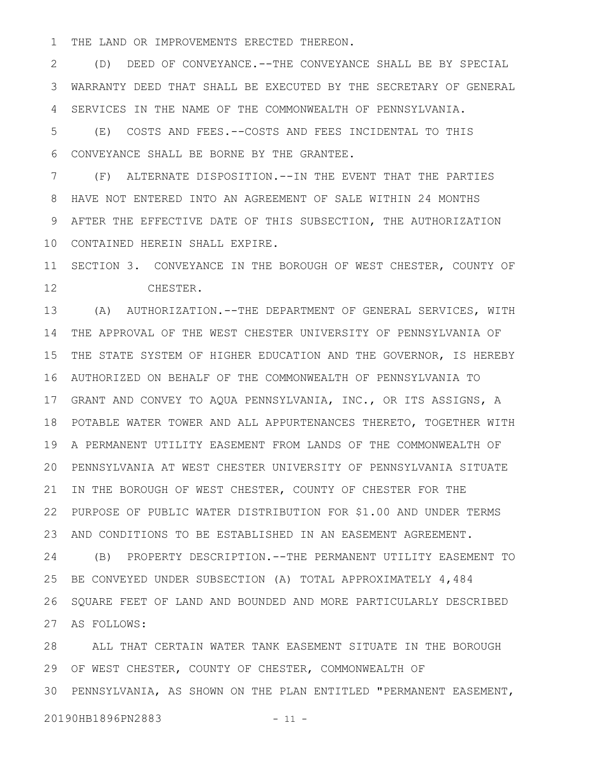THE LAND OR IMPROVEMENTS ERECTED THEREON.

(D) DEED OF CONVEYANCE.--THE CONVEYANCE SHALL BE BY SPECIAL WARRANTY DEED THAT SHALL BE EXECUTED BY THE SECRETARY OF GENERAL SERVICES IN THE NAME OF THE COMMONWEALTH OF PENNSYLVANIA.

(E) COSTS AND FEES.--COSTS AND FEES INCIDENTAL TO THIS CONVEYANCE SHALL BE BORNE BY THE GRANTEE.

(F) ALTERNATE DISPOSITION.--IN THE EVENT THAT THE PARTIES HAVE NOT ENTERED INTO AN AGREEMENT OF SALE WITHIN 24 MONTHS AFTER THE EFFECTIVE DATE OF THIS SUBSECTION, THE AUTHORIZATION CONTAINED HEREIN SHALL EXPIRE.

SECTION 3. CONVEYANCE IN THE BOROUGH OF WEST CHESTER, COUNTY OF CHESTER.

(A) AUTHORIZATION.--THE DEPARTMENT OF GENERAL SERVICES, WITH THE APPROVAL OF THE WEST CHESTER UNIVERSITY OF PENNSYLVANIA OF THE STATE SYSTEM OF HIGHER EDUCATION AND THE GOVERNOR, IS HEREBY AUTHORIZED ON BEHALF OF THE COMMONWEALTH OF PENNSYLVANIA TO GRANT AND CONVEY TO AQUA PENNSYLVANIA, INC., OR ITS ASSIGNS, A POTABLE WATER TOWER AND ALL APPURTENANCES THERETO, TOGETHER WITH A PERMANENT UTILITY EASEMENT FROM LANDS OF THE COMMONWEALTH OF PENNSYLVANIA AT WEST CHESTER UNIVERSITY OF PENNSYLVANIA SITUATE IN THE BOROUGH OF WEST CHESTER, COUNTY OF CHESTER FOR THE PURPOSE OF PUBLIC WATER DISTRIBUTION FOR $1.00 AND UNDER TERMS AND CONDITIONS TO BE ESTABLISHED IN AN EASEMENT AGREEMENT.

(B) PROPERTY DESCRIPTION.--THE PERMANENT UTILITY EASEMENT TO BE CONVEYED UNDER SUBSECTION (A) TOTAL APPROXIMATELY 4,484 SQUARE FEET OF LAND AND BOUNDED AND MORE PARTICULARLY DESCRIBED AS FOLLOWS:

ALL THAT CERTAIN WATER TANK EASEMENT SITUATE IN THE BOROUGH OF WEST CHESTER, COUNTY OF CHESTER, COMMONWEALTH OF PENNSYLVANIA, AS SHOWN ON THE PLAN ENTITLED "PERMANENT EASEMENT,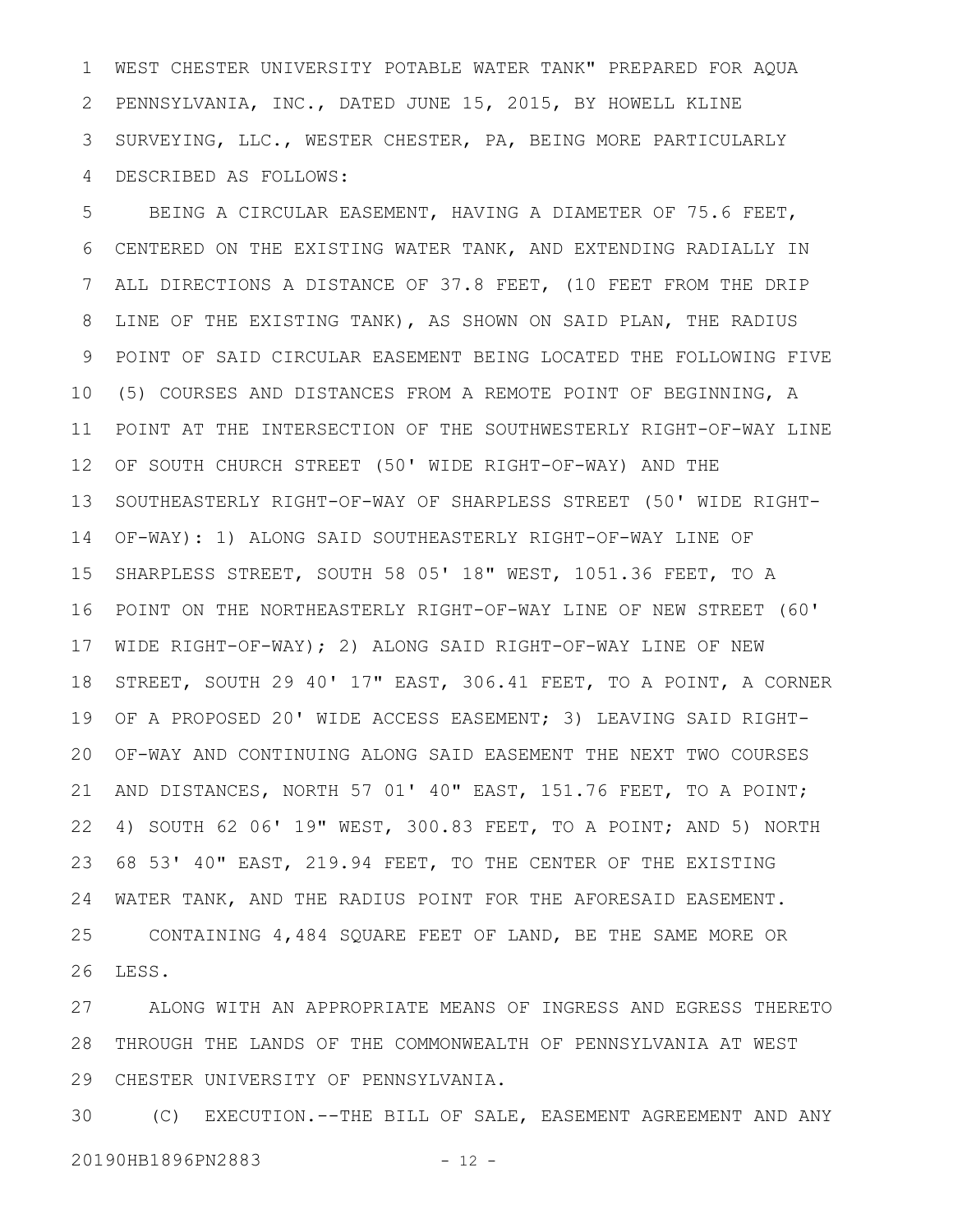WEST CHESTER UNIVERSITY POTABLE WATER TANK" PREPARED FOR AQUA PENNSYLVANIA, INC., DATED JUNE 15, 2015, BY HOWELL KLINE SURVEYING, LLC., WESTER CHESTER, PA, BEING MORE PARTICULARLY DESCRIBED AS FOLLOWS:

BEING A CIRCULAR EASEMENT, HAVING A DIAMETER OF 75.6 FEET, CENTERED ON THE EXISTING WATER TANK, AND EXTENDING RADIALLY IN ALL DIRECTIONS A DISTANCE OF 37.8 FEET, (10 FEET FROM THE DRIP LINE OF THE EXISTING TANK), AS SHOWN ON SAID PLAN, THE RADIUS POINT OF SAID CIRCULAR EASEMENT BEING LOCATED THE FOLLOWING FIVE (5) COURSES AND DISTANCES FROM A REMOTE POINT OF BEGINNING, A POINT AT THE INTERSECTION OF THE SOUTHWESTERLY RIGHT-OF-WAY LINE OF SOUTH CHURCH STREET (50' WIDE RIGHT-OF-WAY) AND THE SOUTHEASTERLY RIGHT-OF-WAY OF SHARPLESS STREET (50' WIDE RIGHT-OF-WAY): 1) ALONG SAID SOUTHEASTERLY RIGHT-OF-WAY LINE OF SHARPLESS STREET, SOUTH 58 05' 18" WEST, 1051.36 FEET, TO A POINT ON THE NORTHEASTERLY RIGHT-OF-WAY LINE OF NEW STREET (60' WIDE RIGHT-OF-WAY); 2) ALONG SAID RIGHT-OF-WAY LINE OF NEW STREET, SOUTH 29 40' 17" EAST, 306.41 FEET, TO A POINT, A CORNER OF A PROPOSED 20' WIDE ACCESS EASEMENT; 3) LEAVING SAID RIGHT-OF-WAY AND CONTINUING ALONG SAID EASEMENT THE NEXT TWO COURSES AND DISTANCES, NORTH 57 01' 40" EAST, 151.76 FEET, TO A POINT; 4) SOUTH 62 06' 19" WEST, 300.83 FEET, TO A POINT; AND 5) NORTH 68 53' 40" EAST, 219.94 FEET, TO THE CENTER OF THE EXISTING WATER TANK, AND THE RADIUS POINT FOR THE AFORESAID EASEMENT.

CONTAINING 4,484 SQUARE FEET OF LAND, BE THE SAME MORE OR LESS.

ALONG WITH AN APPROPRIATE MEANS OF INGRESS AND EGRESS THERETO THROUGH THE LANDS OF THE COMMONWEALTH OF PENNSYLVANIA AT WEST CHESTER UNIVERSITY OF PENNSYLVANIA.

(C) EXECUTION.--THE BILL OF SALE, EASEMENT AGREEMENT AND ANY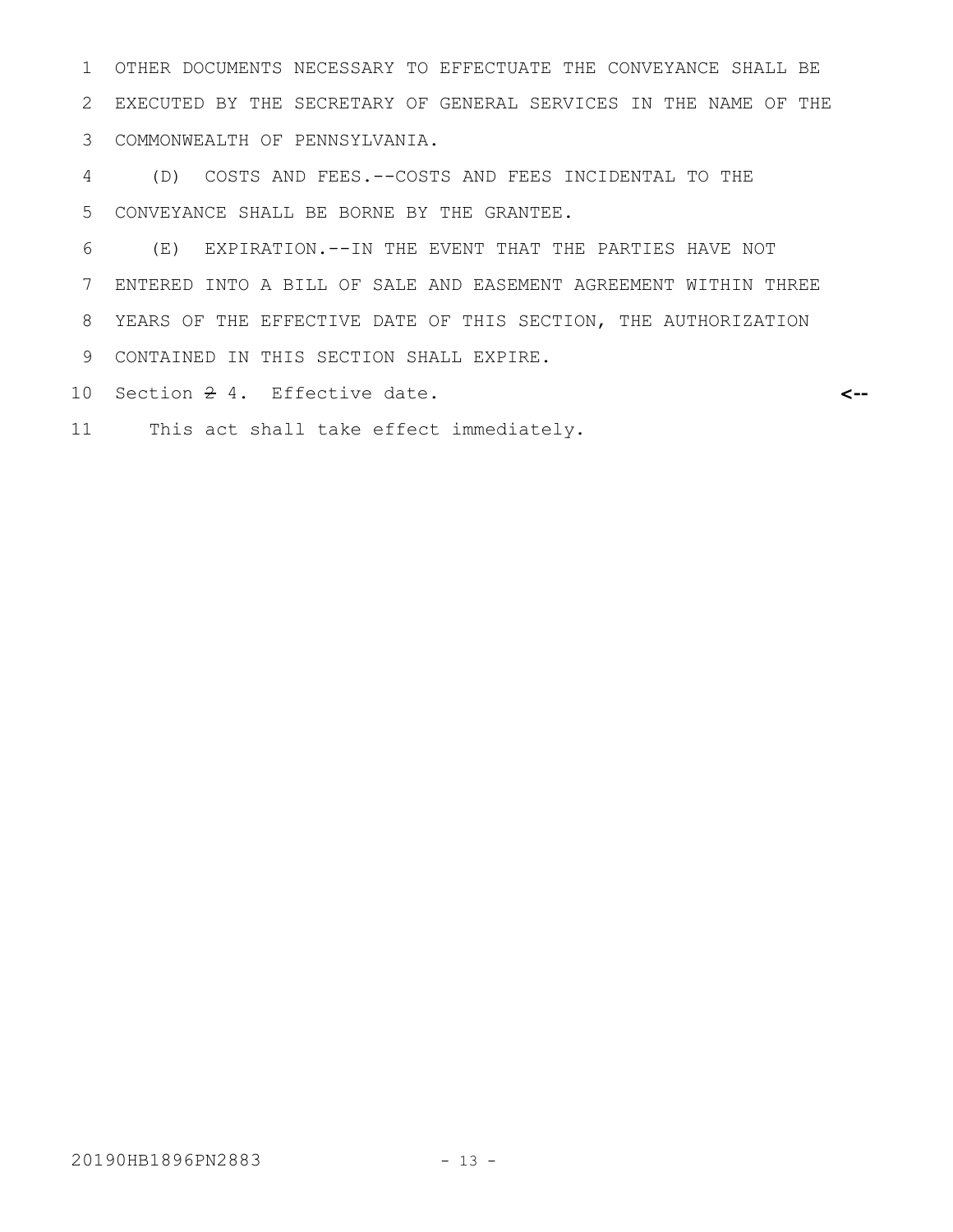OTHER DOCUMENTS NECESSARY TO EFFECTUATE THE CONVEYANCE SHALL BE EXECUTED BY THE SECRETARY OF GENERAL SERVICES IN THE NAME OF THE COMMONWEALTH OF PENNSYLVANIA.

(D) COSTS AND FEES.--COSTS AND FEES INCIDENTAL TO THE CONVEYANCE SHALL BE BORNE BY THE GRANTEE.

(E) EXPIRATION.--IN THE EVENT THAT THE PARTIES HAVE NOT ENTERED INTO A BILL OF SALE AND EASEMENT AGREEMENT WITHIN THREE YEARS OF THE EFFECTIVE DATE OF THIS SECTION, THE AUTHORIZATION CONTAINED IN THIS SECTION SHALL EXPIRE.

Section ~~2~~ 4. Effective date.

This act shall take effect immediately.